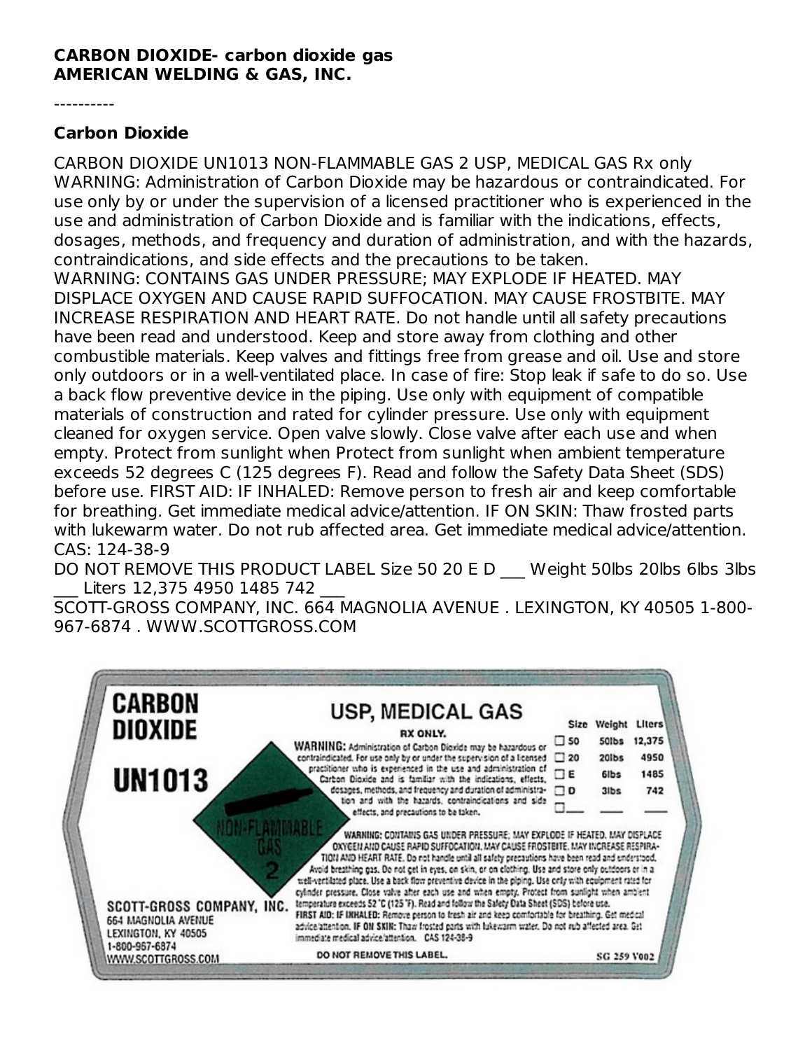**CARBON DIOXIDE- carbon dioxide gas**
**AMERICAN WELDING & GAS, INC.**

----------

## Carbon Dioxide

CARBON DIOXIDE UN1013 NON-FLAMMABLE GAS 2 USP, MEDICAL GAS Rx only WARNING: Administration of Carbon Dioxide may be hazardous or contraindicated. For use only by or under the supervision of a licensed practitioner who is experienced in the use and administration of Carbon Dioxide and is familiar with the indications, effects, dosages, methods, and frequency and duration of administration, and with the hazards, contraindications, and side effects and the precautions to be taken.
WARNING: CONTAINS GAS UNDER PRESSURE; MAY EXPLODE IF HEATED. MAY DISPLACE OXYGEN AND CAUSE RAPID SUFFOCATION. MAY CAUSE FROSTBITE. MAY INCREASE RESPIRATION AND HEART RATE. Do not handle until all safety precautions have been read and understood. Keep and store away from clothing and other combustible materials. Keep valves and fittings free from grease and oil. Use and store only outdoors or in a well-ventilated place. In case of fire: Stop leak if safe to do so. Use a back flow preventive device in the piping. Use only with equipment of compatible materials of construction and rated for cylinder pressure. Use only with equipment cleaned for oxygen service. Open valve slowly. Close valve after each use and when empty. Protect from sunlight when Protect from sunlight when ambient temperature exceeds 52 degrees C (125 degrees F). Read and follow the Safety Data Sheet (SDS) before use. FIRST AID: IF INHALED: Remove person to fresh air and keep comfortable for breathing. Get immediate medical advice/attention. IF ON SKIN: Thaw frosted parts with lukewarm water. Do not rub affected area. Get immediate medical advice/attention. CAS: 124-38-9
DO NOT REMOVE THIS PRODUCT LABEL Size 50 20 E D ___ Weight 50lbs 20lbs 6lbs 3lbs ___ Liters 12,375 4950 1485 742 ___
SCOTT-GROSS COMPANY, INC. 664 MAGNOLIA AVENUE . LEXINGTON, KY 40505 1-800-967-6874 . WWW.SCOTTGROSS.COM

**CARBON DIOXIDE**

**UN1013**

NON-FLAMMABLE GAS 2

**USP, MEDICAL GAS**

**RX ONLY.**

**WARNING:** Administration of Carbon Dioxide may be hazardous or contraindicated. For use only by or under the supervision of a licensed practitioner who is experienced in the use and administration of Carbon Dioxide and is familiar with the indications, effects, dosages, methods, and frequency and duration of administration and with the hazards, contraindications and side effects, and precautions to be taken.

| Size | Weight | Liters |
| --- | --- | --- |
| ☐ 50 | 50lbs | 12,375 |
| ☐ 20 | 20lbs | 4950 |
| ☐ E | 6lbs | 1485 |
| ☐ D | 3lbs | 742 |
| ☐___ | ___ | ___ |

**WARNING: CONTAINS GAS UNDER PRESSURE; MAY EXPLODE IF HEATED. MAY DISPLACE OXYGEN AND CAUSE RAPID SUFFOCATION. MAY CAUSE FROSTBITE. MAY INCREASE RESPIRATION AND HEART RATE.** Do not handle until all safety precautions have been read and understood. Avoid breathing gas. Do not get in eyes, on skin, or on clothing. Use and store only outdoors or in a well-ventilated place. Use a back flow preventive device in the piping. Use only with equipment rated for cylinder pressure. Close valve after each use and when empty. Protect from sunlight when ambient temperature exceeds 52 °C (125 °F). Read and follow the Safety Data Sheet (SDS) before use.
**FIRST AID: IF INHALED:** Remove person to fresh air and keep comfortable for breathing. Get medical advice/attention. **IF ON SKIN:** Thaw frosted parts with lukewarm water. Do not rub affected area. Get immediate medical advice/attention. CAS 124-38-9

SCOTT-GROSS COMPANY, INC.
664 MAGNOLIA AVENUE
LEXINGTON, KY 40505
1-800-967-6874
WWW.SCOTTGROSS.COM

**DO NOT REMOVE THIS LABEL.**

SG 259 V002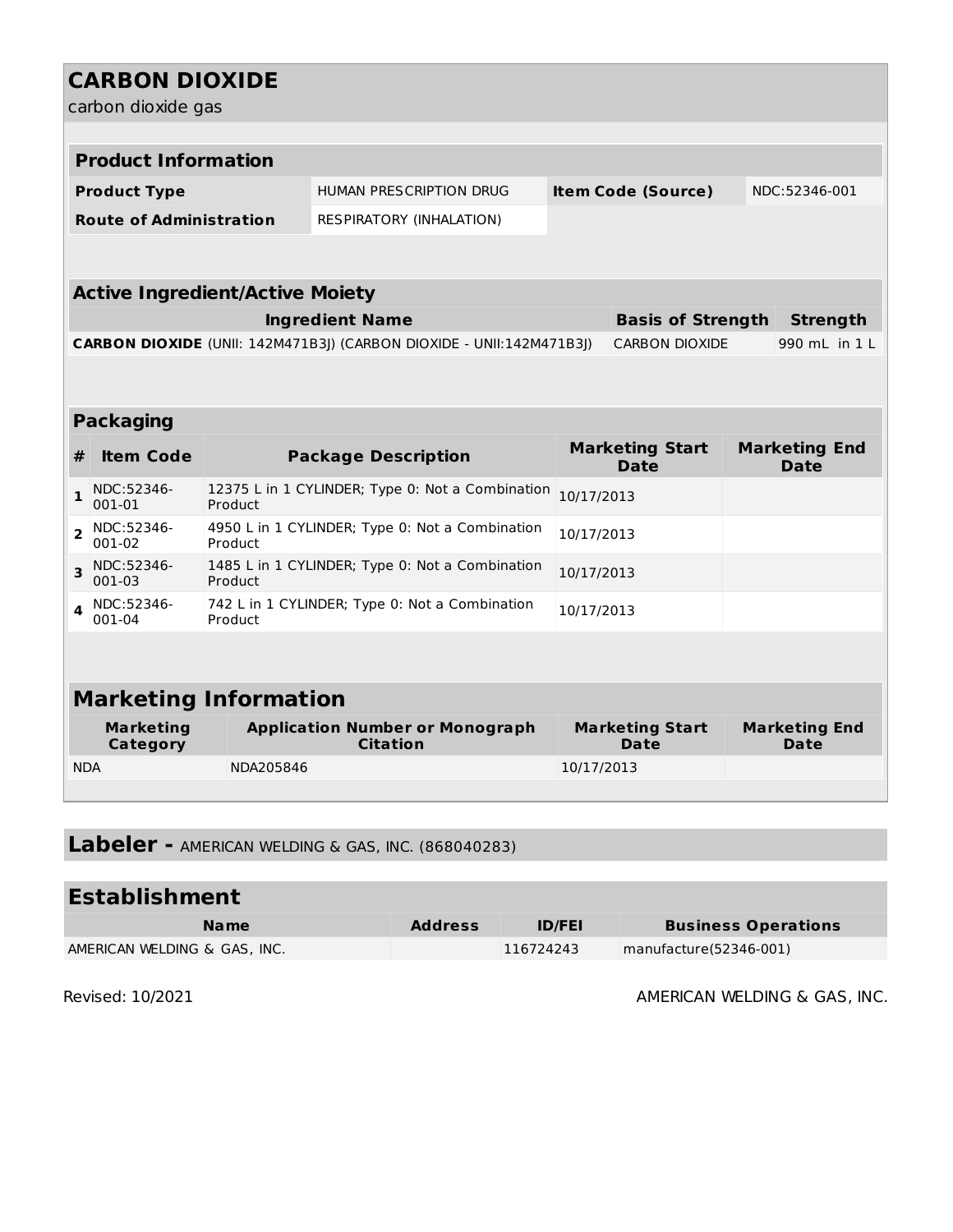# CARBON DIOXIDE

carbon dioxide gas

## Product Information

| | | | |
|---|---|---|---|
| **Product Type** | HUMAN PRESCRIPTION DRUG | **Item Code (Source)** | NDC:52346-001 |
| **Route of Administration** | RESPIRATORY (INHALATION) | | |

## Active Ingredient/Active Moiety

| Ingredient Name | Basis of Strength | Strength |
|---|---|---|
| **CARBON DIOXIDE** (UNII: 142M471B3J) (CARBON DIOXIDE - UNII:142M471B3J) | CARBON DIOXIDE | 990 mL in 1 L |

## Packaging

| # | Item Code | Package Description | Marketing Start Date | Marketing End Date |
|---|---|---|---|---|
| 1 | NDC:52346-001-01 | 12375 L in 1 CYLINDER; Type 0: Not a Combination Product | 10/17/2013 | |
| 2 | NDC:52346-001-02 | 4950 L in 1 CYLINDER; Type 0: Not a Combination Product | 10/17/2013 | |
| 3 | NDC:52346-001-03 | 1485 L in 1 CYLINDER; Type 0: Not a Combination Product | 10/17/2013 | |
| 4 | NDC:52346-001-04 | 742 L in 1 CYLINDER; Type 0: Not a Combination Product | 10/17/2013 | |

## Marketing Information

| Marketing Category | Application Number or Monograph Citation | Marketing Start Date | Marketing End Date |
|---|---|---|---|
| NDA | NDA205846 | 10/17/2013 | |

## Labeler - AMERICAN WELDING & GAS, INC. (868040283)

## Establishment

| Name | Address | ID/FEI | Business Operations |
|---|---|---|---|
| AMERICAN WELDING & GAS, INC. | | 116724243 | manufacture(52346-001) |

Revised: 10/2021

AMERICAN WELDING & GAS, INC.